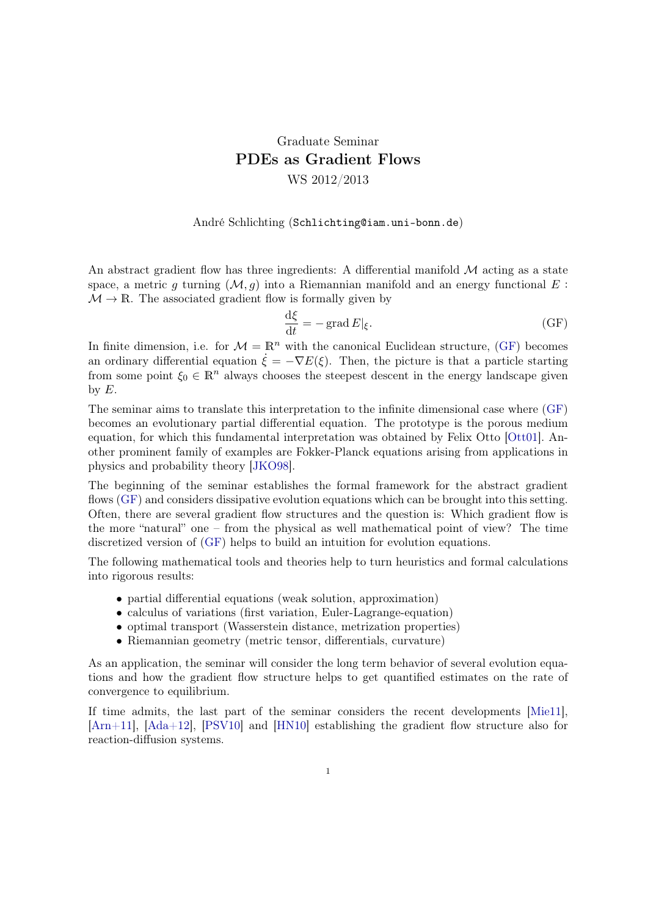Graduate Seminar

# PDEs as Gradient Flows

WS 2012/2013

André Schlichting (Schlichting@iam.uni-bonn.de)

An abstract gradient flow has three ingredients: A differential manifold $\mathcal{M}$ acting as a state space, a metric $g$ turning $(\mathcal{M}, g)$ into a Riemannian manifold and an energy functional $E : \mathcal{M} \to \mathbb{R}$. The associated gradient flow is formally given by

$$\frac{\mathrm{d}\xi}{\mathrm{d}t} = - \operatorname{grad} E|_{\xi}. \tag{GF}$$

In finite dimension, i.e. for $\mathcal{M} = \mathbb{R}^n$ with the canonical Euclidean structure, (GF) becomes an ordinary differential equation $\dot{\xi} = -\nabla E(\xi)$. Then, the picture is that a particle starting from some point $\xi_0 \in \mathbb{R}^n$ always chooses the steepest descent in the energy landscape given by $E$.

The seminar aims to translate this interpretation to the infinite dimensional case where (GF) becomes an evolutionary partial differential equation. The prototype is the porous medium equation, for which this fundamental interpretation was obtained by Felix Otto [Ott01]. Another prominent family of examples are Fokker-Planck equations arising from applications in physics and probability theory [JKO98].

The beginning of the seminar establishes the formal framework for the abstract gradient flows (GF) and considers dissipative evolution equations which can be brought into this setting. Often, there are several gradient flow structures and the question is: Which gradient flow is the more "natural" one – from the physical as well mathematical point of view? The time discretized version of (GF) helps to build an intuition for evolution equations.

The following mathematical tools and theories help to turn heuristics and formal calculations into rigorous results:

- partial differential equations (weak solution, approximation)
- calculus of variations (first variation, Euler-Lagrange-equation)
- optimal transport (Wasserstein distance, metrization properties)
- Riemannian geometry (metric tensor, differentials, curvature)

As an application, the seminar will consider the long term behavior of several evolution equations and how the gradient flow structure helps to get quantified estimates on the rate of convergence to equilibrium.

If time admits, the last part of the seminar considers the recent developments [Mie11], [Arn+11], [Ada+12], [PSV10] and [HN10] establishing the gradient flow structure also for reaction-diffusion systems.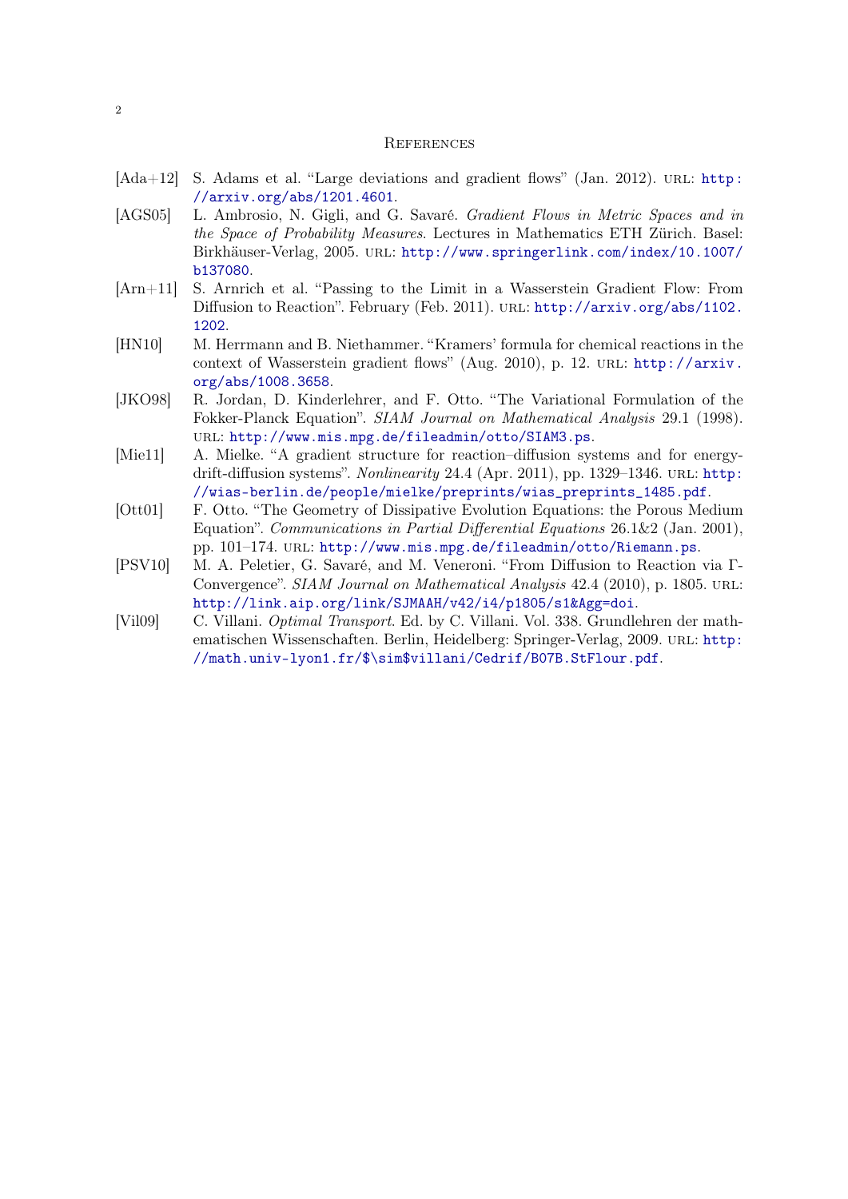## References

- [Ada+12] S. Adams et al. "Large deviations and gradient flows" (Jan. 2012). URL: http://arxiv.org/abs/1201.4601.
- [AGS05] L. Ambrosio, N. Gigli, and G. Savaré. *Gradient Flows in Metric Spaces and in the Space of Probability Measures*. Lectures in Mathematics ETH Zürich. Basel: Birkhäuser-Verlag, 2005. URL: http://www.springerlink.com/index/10.1007/b137080.
- [Arn+11] S. Arnrich et al. "Passing to the Limit in a Wasserstein Gradient Flow: From Diffusion to Reaction". February (Feb. 2011). URL: http://arxiv.org/abs/1102.1202.
- [HN10] M. Herrmann and B. Niethammer. "Kramers' formula for chemical reactions in the context of Wasserstein gradient flows" (Aug. 2010), p. 12. URL: http://arxiv.org/abs/1008.3658.
- [JKO98] R. Jordan, D. Kinderlehrer, and F. Otto. "The Variational Formulation of the Fokker-Planck Equation". *SIAM Journal on Mathematical Analysis* 29.1 (1998). URL: http://www.mis.mpg.de/fileadmin/otto/SIAM3.ps.
- [Mie11] A. Mielke. "A gradient structure for reaction–diffusion systems and for energy-drift-diffusion systems". *Nonlinearity* 24.4 (Apr. 2011), pp. 1329–1346. URL: http://wias-berlin.de/people/mielke/preprints/wias_preprints_1485.pdf.
- [Ott01] F. Otto. "The Geometry of Dissipative Evolution Equations: the Porous Medium Equation". *Communications in Partial Differential Equations* 26.1&2 (Jan. 2001), pp. 101–174. URL: http://www.mis.mpg.de/fileadmin/otto/Riemann.ps.
- [PSV10] M. A. Peletier, G. Savaré, and M. Veneroni. "From Diffusion to Reaction via Γ-Convergence". *SIAM Journal on Mathematical Analysis* 42.4 (2010), p. 1805. URL: http://link.aip.org/link/SJMAAH/v42/i4/p1805/s1&Agg=doi.
- [Vil09] C. Villani. *Optimal Transport*. Ed. by C. Villani. Vol. 338. Grundlehren der mathematischen Wissenschaften. Berlin, Heidelberg: Springer-Verlag, 2009. URL: http://math.univ-lyon1.fr/$\sim$villani/Cedrif/B07B.StFlour.pdf.